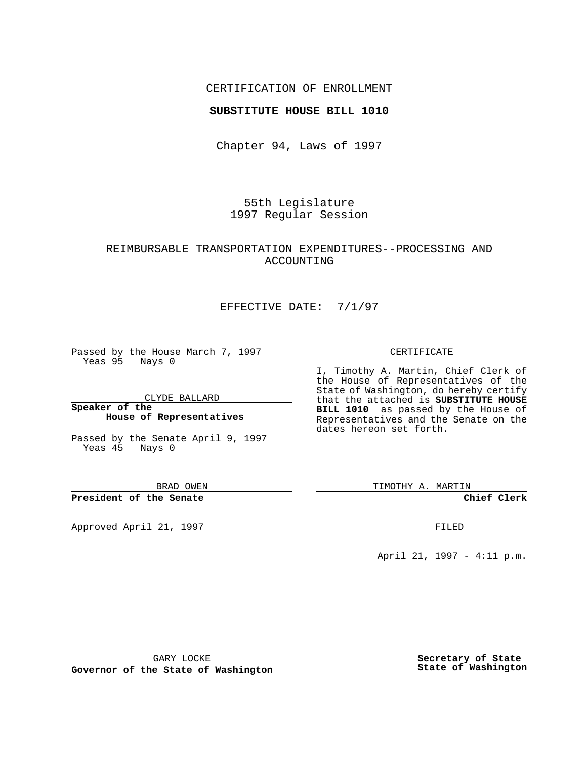CERTIFICATION OF ENROLLMENT

**SUBSTITUTE HOUSE BILL 1010**

Chapter 94, Laws of 1997

55th Legislature
1997 Regular Session

REIMBURSABLE TRANSPORTATION EXPENDITURES--PROCESSING AND ACCOUNTING

EFFECTIVE DATE: 7/1/97

Passed by the House March 7, 1997
Yeas 95 Nays 0

CLYDE BALLARD

**Speaker of the House of Representatives**

Passed by the Senate April 9, 1997
Yeas 45 Nays 0

BRAD OWEN

**President of the Senate**

Approved April 21, 1997

GARY LOCKE

**Governor of the State of Washington**

CERTIFICATE

I, Timothy A. Martin, Chief Clerk of the House of Representatives of the State of Washington, do hereby certify that the attached is **SUBSTITUTE HOUSE BILL 1010** as passed by the House of Representatives and the Senate on the dates hereon set forth.

TIMOTHY A. MARTIN

**Chief Clerk**

FILED

April 21, 1997 - 4:11 p.m.

**Secretary of State**
**State of Washington**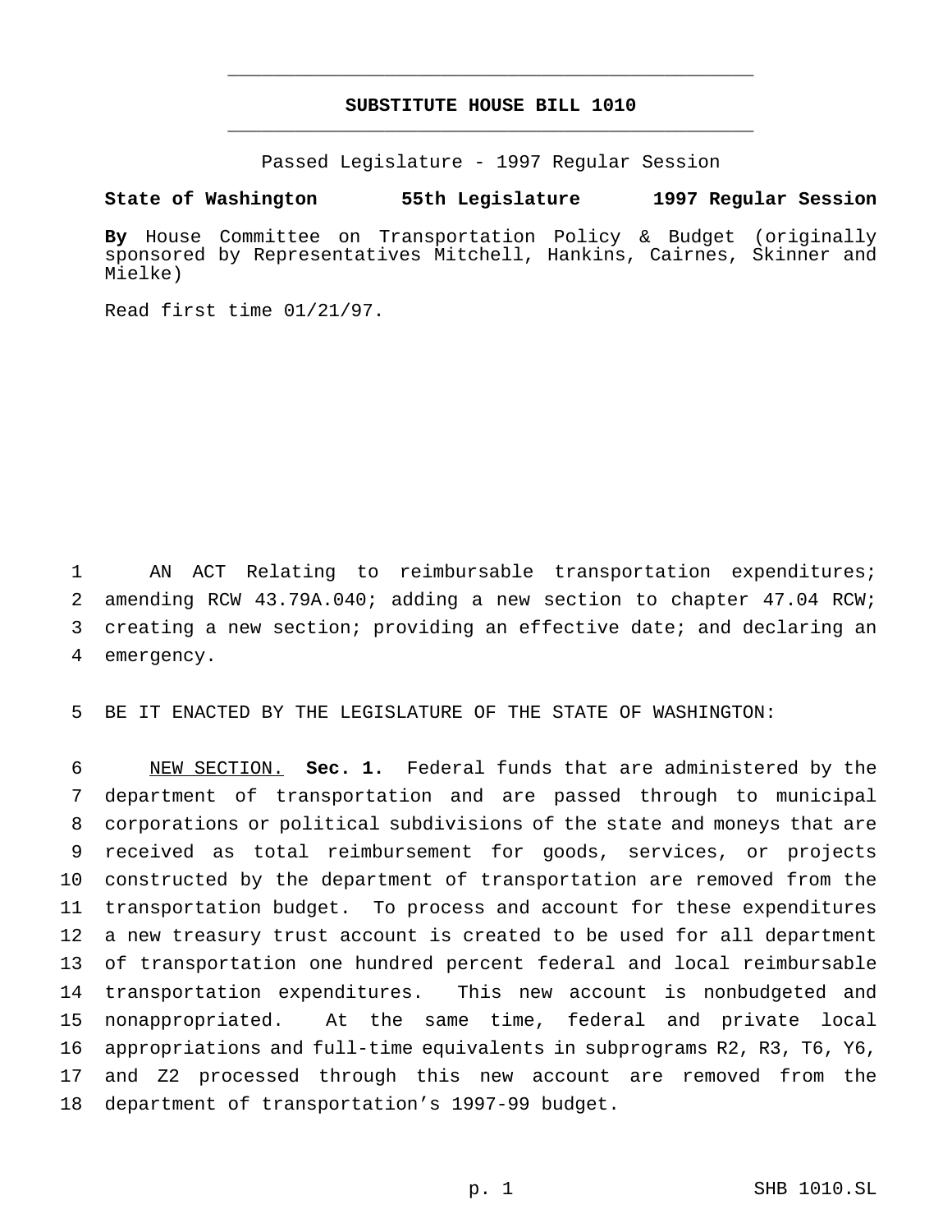## SUBSTITUTE HOUSE BILL 1010

Passed Legislature - 1997 Regular Session

**State of Washington 55th Legislature 1997 Regular Session**

**By** House Committee on Transportation Policy & Budget (originally sponsored by Representatives Mitchell, Hankins, Cairnes, Skinner and Mielke)

Read first time 01/21/97.

1 AN ACT Relating to reimbursable transportation expenditures;
2 amending RCW 43.79A.040; adding a new section to chapter 47.04 RCW;
3 creating a new section; providing an effective date; and declaring an
4 emergency.

5 BE IT ENACTED BY THE LEGISLATURE OF THE STATE OF WASHINGTON:

6 NEW SECTION. **Sec. 1.** Federal funds that are administered by the
7 department of transportation and are passed through to municipal
8 corporations or political subdivisions of the state and moneys that are
9 received as total reimbursement for goods, services, or projects
10 constructed by the department of transportation are removed from the
11 transportation budget. To process and account for these expenditures
12 a new treasury trust account is created to be used for all department
13 of transportation one hundred percent federal and local reimbursable
14 transportation expenditures. This new account is nonbudgeted and
15 nonappropriated. At the same time, federal and private local
16 appropriations and full-time equivalents in subprograms R2, R3, T6, Y6,
17 and Z2 processed through this new account are removed from the
18 department of transportation's 1997-99 budget.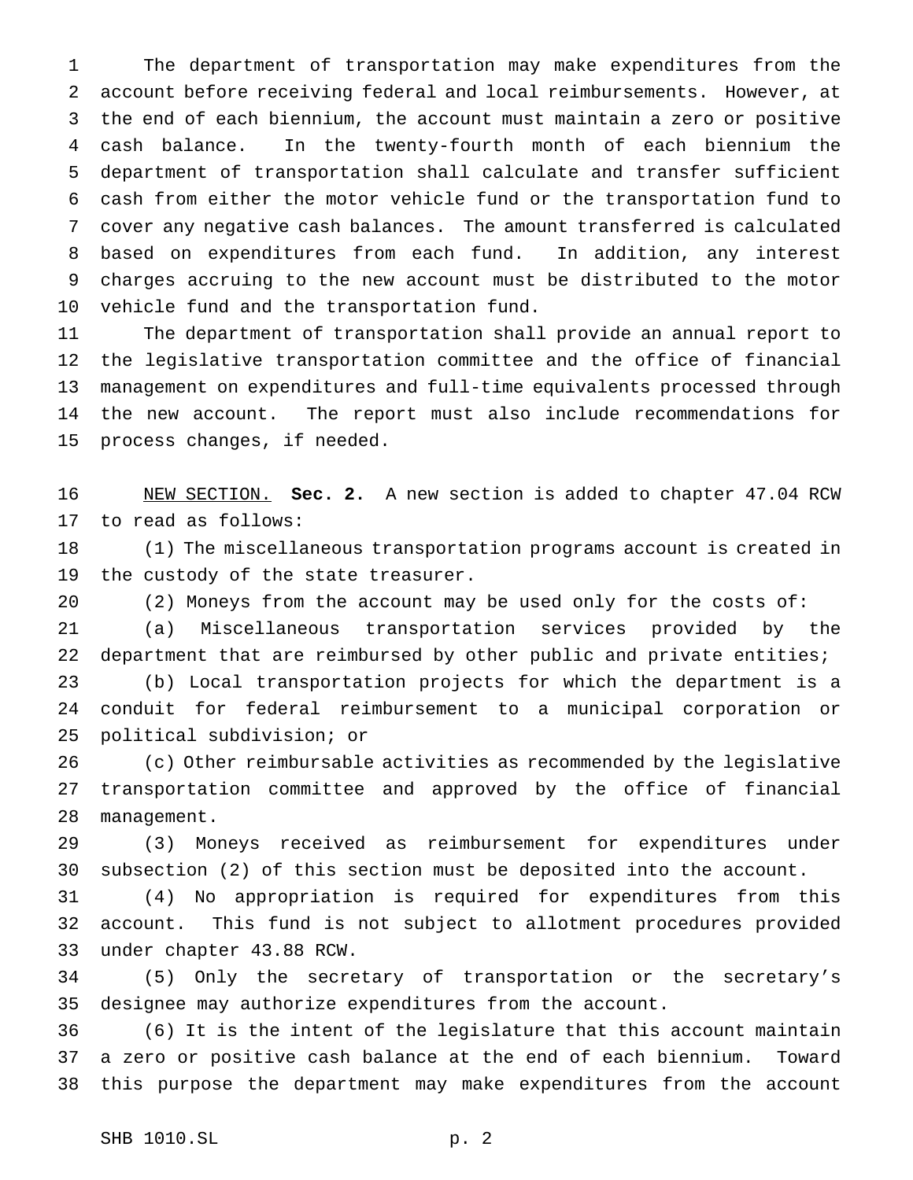The department of transportation may make expenditures from the account before receiving federal and local reimbursements. However, at the end of each biennium, the account must maintain a zero or positive cash balance. In the twenty-fourth month of each biennium the department of transportation shall calculate and transfer sufficient cash from either the motor vehicle fund or the transportation fund to cover any negative cash balances. The amount transferred is calculated based on expenditures from each fund. In addition, any interest charges accruing to the new account must be distributed to the motor vehicle fund and the transportation fund.

The department of transportation shall provide an annual report to the legislative transportation committee and the office of financial management on expenditures and full-time equivalents processed through the new account. The report must also include recommendations for process changes, if needed.

NEW SECTION. **Sec. 2.** A new section is added to chapter 47.04 RCW to read as follows:

(1) The miscellaneous transportation programs account is created in the custody of the state treasurer.

(2) Moneys from the account may be used only for the costs of:

(a) Miscellaneous transportation services provided by the department that are reimbursed by other public and private entities;

(b) Local transportation projects for which the department is a conduit for federal reimbursement to a municipal corporation or political subdivision; or

(c) Other reimbursable activities as recommended by the legislative transportation committee and approved by the office of financial management.

(3) Moneys received as reimbursement for expenditures under subsection (2) of this section must be deposited into the account.

(4) No appropriation is required for expenditures from this account. This fund is not subject to allotment procedures provided under chapter 43.88 RCW.

(5) Only the secretary of transportation or the secretary's designee may authorize expenditures from the account.

(6) It is the intent of the legislature that this account maintain a zero or positive cash balance at the end of each biennium. Toward this purpose the department may make expenditures from the account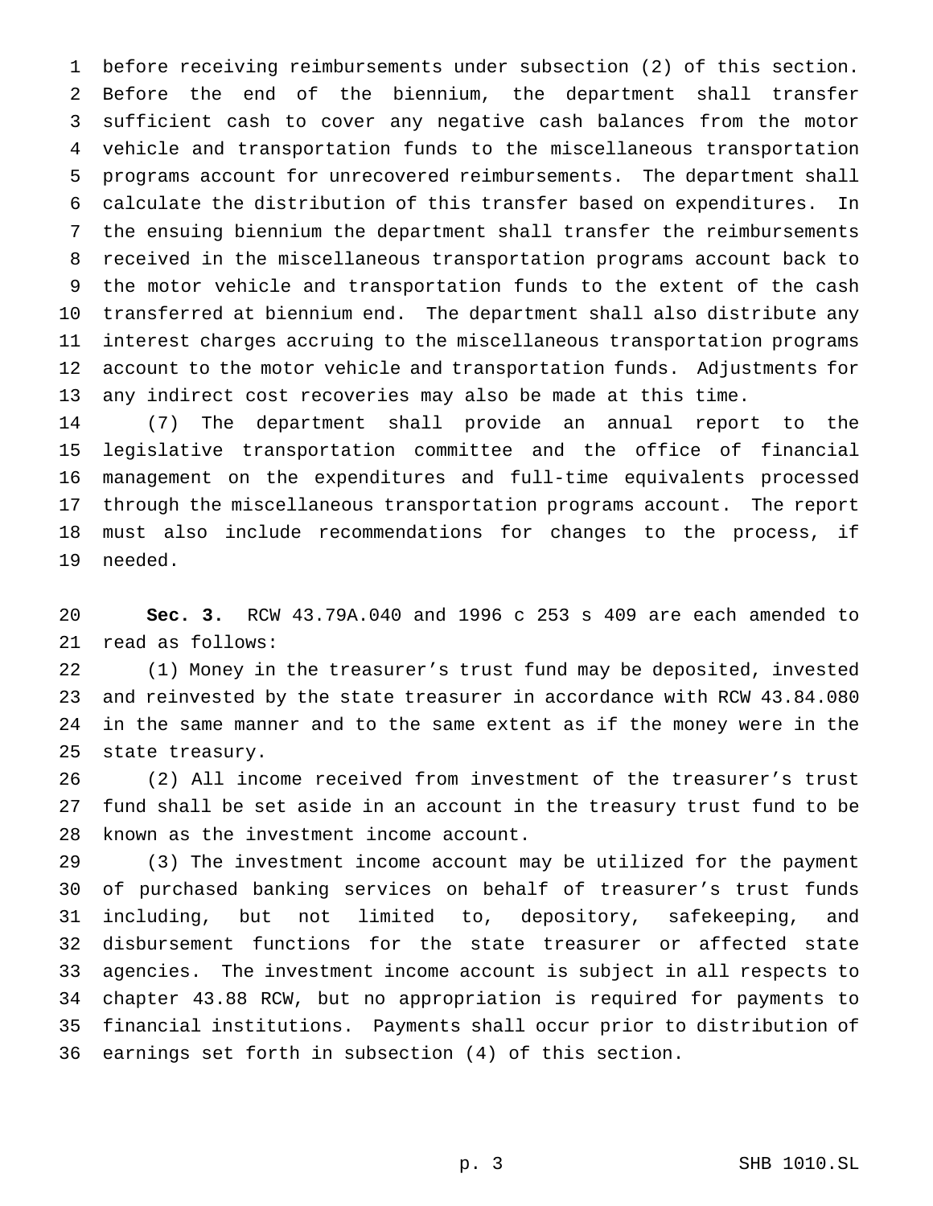before receiving reimbursements under subsection (2) of this section. Before the end of the biennium, the department shall transfer sufficient cash to cover any negative cash balances from the motor vehicle and transportation funds to the miscellaneous transportation programs account for unrecovered reimbursements. The department shall calculate the distribution of this transfer based on expenditures. In the ensuing biennium the department shall transfer the reimbursements received in the miscellaneous transportation programs account back to the motor vehicle and transportation funds to the extent of the cash transferred at biennium end. The department shall also distribute any interest charges accruing to the miscellaneous transportation programs account to the motor vehicle and transportation funds. Adjustments for any indirect cost recoveries may also be made at this time.

(7) The department shall provide an annual report to the legislative transportation committee and the office of financial management on the expenditures and full-time equivalents processed through the miscellaneous transportation programs account. The report must also include recommendations for changes to the process, if needed.

**Sec. 3.** RCW 43.79A.040 and 1996 c 253 s 409 are each amended to read as follows:

(1) Money in the treasurer's trust fund may be deposited, invested and reinvested by the state treasurer in accordance with RCW 43.84.080 in the same manner and to the same extent as if the money were in the state treasury.

(2) All income received from investment of the treasurer's trust fund shall be set aside in an account in the treasury trust fund to be known as the investment income account.

(3) The investment income account may be utilized for the payment of purchased banking services on behalf of treasurer's trust funds including, but not limited to, depository, safekeeping, and disbursement functions for the state treasurer or affected state agencies. The investment income account is subject in all respects to chapter 43.88 RCW, but no appropriation is required for payments to financial institutions. Payments shall occur prior to distribution of earnings set forth in subsection (4) of this section.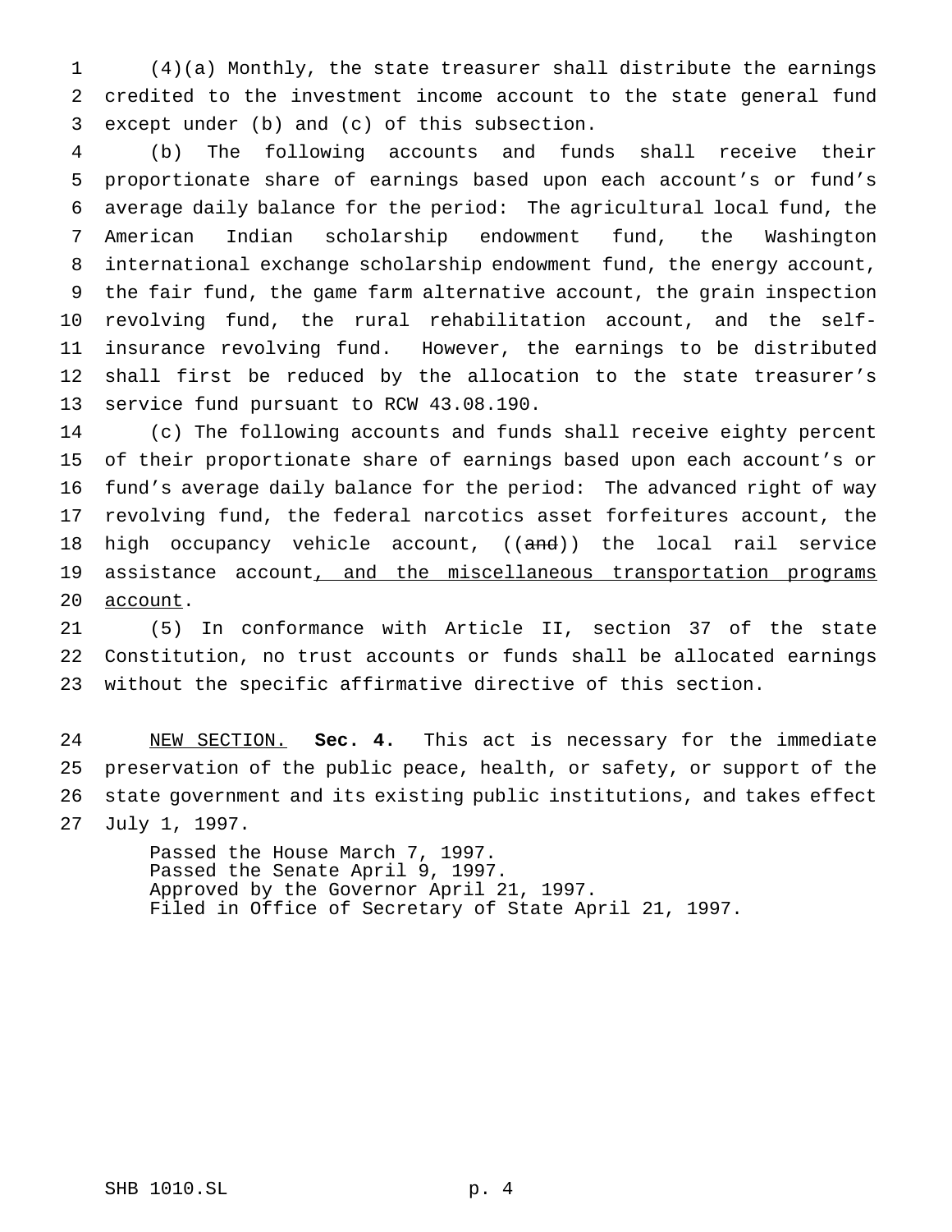(4)(a) Monthly, the state treasurer shall distribute the earnings credited to the investment income account to the state general fund except under (b) and (c) of this subsection.

(b) The following accounts and funds shall receive their proportionate share of earnings based upon each account's or fund's average daily balance for the period: The agricultural local fund, the American Indian scholarship endowment fund, the Washington international exchange scholarship endowment fund, the energy account, the fair fund, the game farm alternative account, the grain inspection revolving fund, the rural rehabilitation account, and the self-insurance revolving fund. However, the earnings to be distributed shall first be reduced by the allocation to the state treasurer's service fund pursuant to RCW 43.08.190.

(c) The following accounts and funds shall receive eighty percent of their proportionate share of earnings based upon each account's or fund's average daily balance for the period: The advanced right of way revolving fund, the federal narcotics asset forfeitures account, the high occupancy vehicle account, ((~~and~~)) the local rail service assistance account, and the miscellaneous transportation programs account.

(5) In conformance with Article II, section 37 of the state Constitution, no trust accounts or funds shall be allocated earnings without the specific affirmative directive of this section.

NEW SECTION. **Sec. 4.** This act is necessary for the immediate preservation of the public peace, health, or safety, or support of the state government and its existing public institutions, and takes effect July 1, 1997.

Passed the House March 7, 1997.
Passed the Senate April 9, 1997.
Approved by the Governor April 21, 1997.
Filed in Office of Secretary of State April 21, 1997.